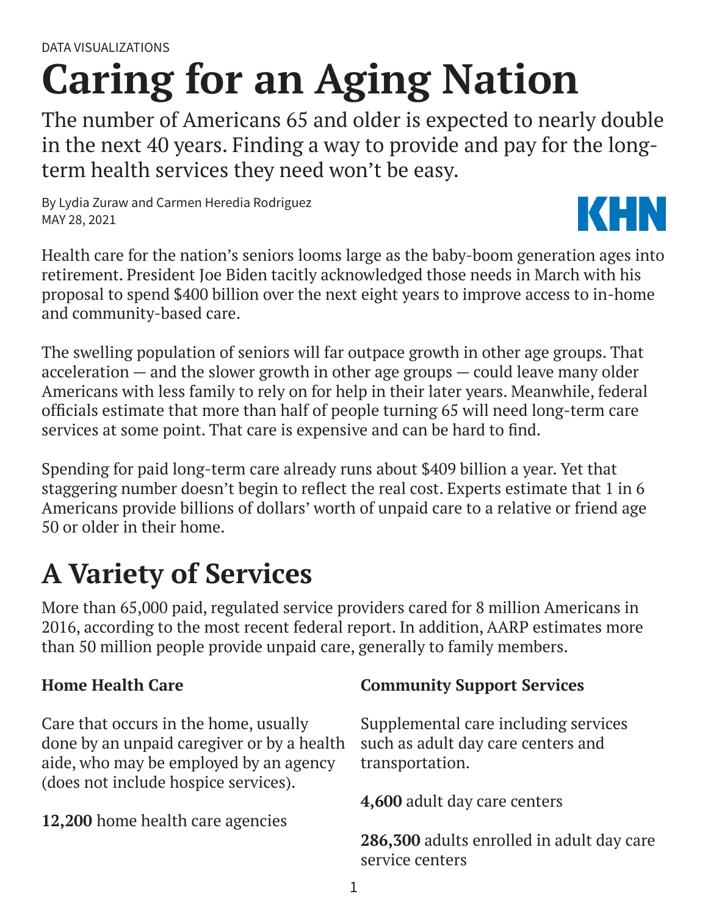DATA VISUALIZATIONS

# Caring for an Aging Nation

The number of Americans 65 and older is expected to nearly double in the next 40 years. Finding a way to provide and pay for the long-term health services they need won't be easy.

By Lydia Zuraw and Carmen Heredia Rodriguez
MAY 28, 2021

KHN

Health care for the nation's seniors looms large as the baby-boom generation ages into retirement. President Joe Biden tacitly acknowledged those needs in March with his proposal to spend $400 billion over the next eight years to improve access to in-home and community-based care.

The swelling population of seniors will far outpace growth in other age groups. That acceleration — and the slower growth in other age groups — could leave many older Americans with less family to rely on for help in their later years. Meanwhile, federal officials estimate that more than half of people turning 65 will need long-term care services at some point. That care is expensive and can be hard to find.

Spending for paid long-term care already runs about $409 billion a year. Yet that staggering number doesn't begin to reflect the real cost. Experts estimate that 1 in 6 Americans provide billions of dollars' worth of unpaid care to a relative or friend age 50 or older in their home.

## A Variety of Services

More than 65,000 paid, regulated service providers cared for 8 million Americans in 2016, according to the most recent federal report. In addition, AARP estimates more than 50 million people provide unpaid care, generally to family members.

### Home Health Care

Care that occurs in the home, usually done by an unpaid caregiver or by a health aide, who may be employed by an agency (does not include hospice services).

**12,200** home health care agencies

### Community Support Services

Supplemental care including services such as adult day care centers and transportation.

**4,600** adult day care centers

**286,300** adults enrolled in adult day care service centers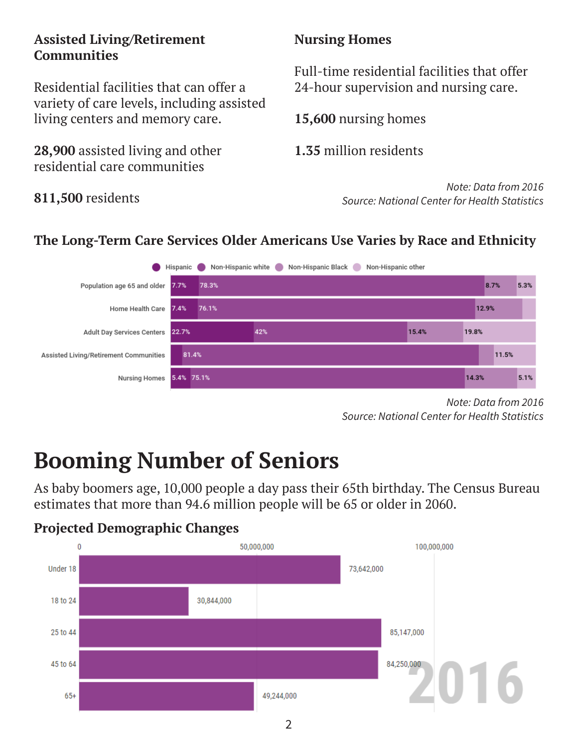### Assisted Living/Retirement Communities

Residential facilities that can offer a variety of care levels, including assisted living centers and memory care.

**28,900** assisted living and other residential care communities

**811,500** residents

### Nursing Homes

Full-time residential facilities that offer 24-hour supervision and nursing care.

**15,600** nursing homes

**1.35** million residents

*Note: Data from 2016*
*Source: National Center for Health Statistics*

### The Long-Term Care Services Older Americans Use Varies by Race and Ethnicity

| | Hispanic | Non-Hispanic white | Non-Hispanic Black | Non-Hispanic other |
|---|---|---|---|---|
| Population age 65 and older | 7.7% | 78.3% | 8.7% | 5.3% |
| Home Health Care | 7.4% | 76.1% | 12.9% | |
| Adult Day Services Centers | 22.7% | 42% | 15.4% | 19.8% |
| Assisted Living/Retirement Communities | | 81.4% | | 11.5% |
| Nursing Homes | 5.4% | 75.1% | 14.3% | 5.1% |

*Note: Data from 2016*
*Source: National Center for Health Statistics*

# Booming Number of Seniors

As baby boomers age, 10,000 people a day pass their 65th birthday. The Census Bureau estimates that more than 94.6 million people will be 65 or older in 2060.

### Projected Demographic Changes

**2016**

| Age group | Population |
|---|---|
| Under 18 | 73,642,000 |
| 18 to 24 | 30,844,000 |
| 25 to 44 | 85,147,000 |
| 45 to 64 | 84,250,000 |
| 65+ | 49,244,000 |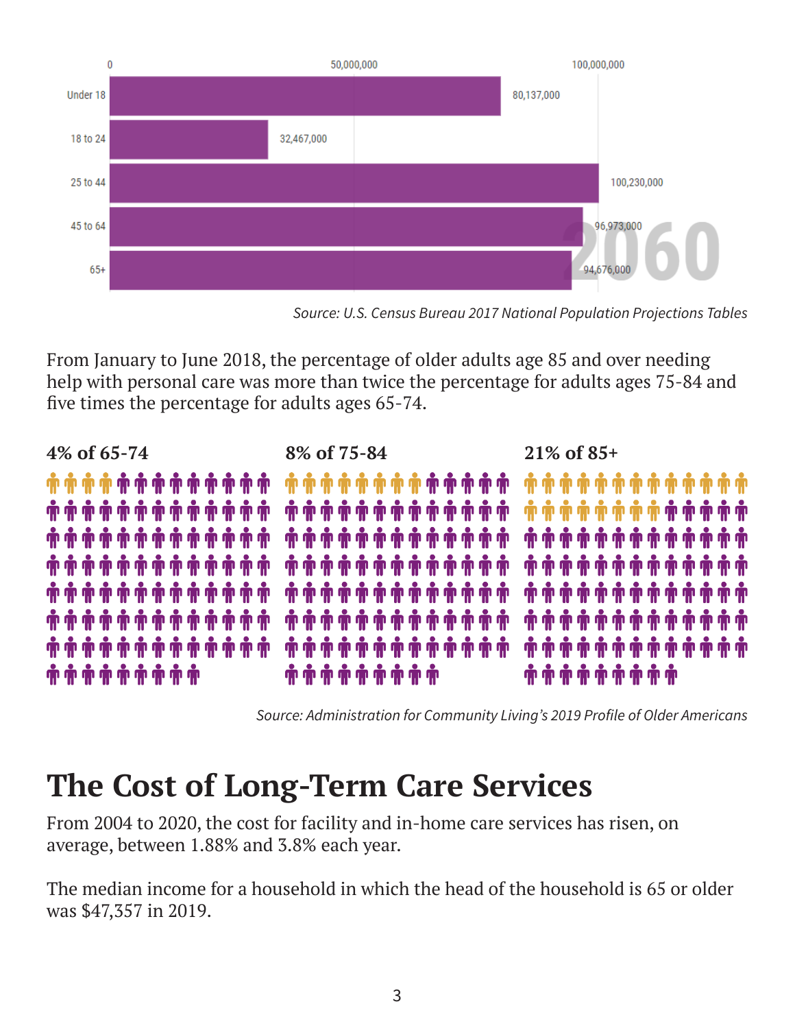| Age group | 2060 |
|---|---|
| Under 18 | 80,137,000 |
| 18 to 24 | 32,467,000 |
| 25 to 44 | 100,230,000 |
| 45 to 64 | 96,973,000 |
| 65+ | 94,676,000 |

*Source: U.S. Census Bureau 2017 National Population Projections Tables*

From January to June 2018, the percentage of older adults age 85 and over needing help with personal care was more than twice the percentage for adults ages 75-84 and five times the percentage for adults ages 65-74.

**4% of 65-74** **8% of 75-84** **21% of 85+**

*Source: Administration for Community Living's 2019 Profile of Older Americans*

# The Cost of Long-Term Care Services

From 2004 to 2020, the cost for facility and in-home care services has risen, on average, between 1.88% and 3.8% each year.

The median income for a household in which the head of the household is 65 or older was $47,357 in 2019.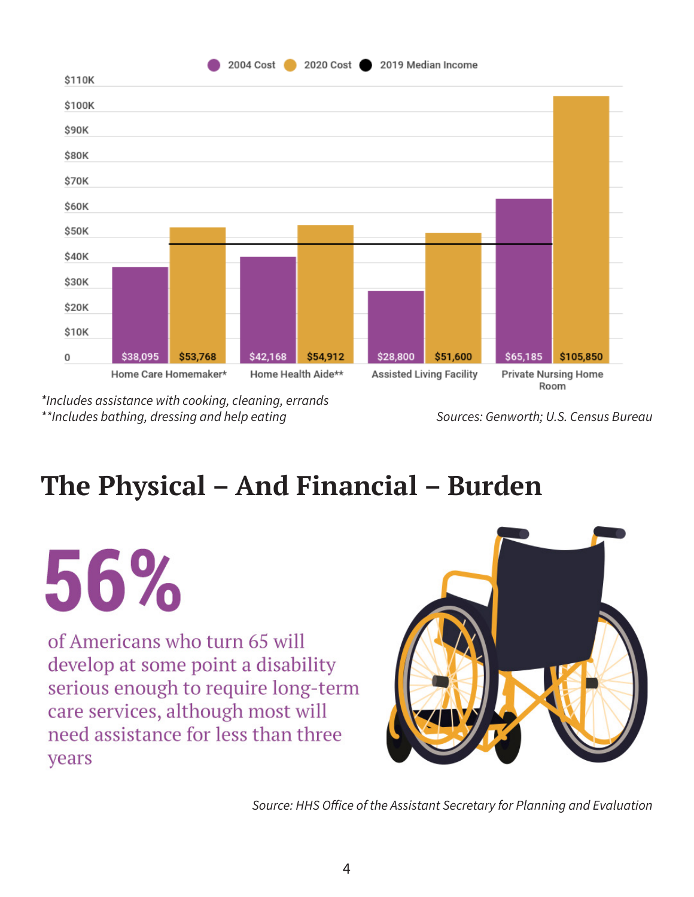| | 2004 Cost | 2020 Cost |
|---|---|---|
| Home Care Homemaker* | $38,095 | $53,768 |
| Home Health Aide** | $42,168 | $54,912 |
| Assisted Living Facility | $28,800 | $51,600 |
| Private Nursing Home Room | $65,185 | $105,850 |

2019 Median Income (shown as a line on the chart)

*Includes assistance with cooking, cleaning, errands
**Includes bathing, dressing and help eating

*Sources: Genworth; U.S. Census Bureau*

# The Physical – And Financial – Burden

**56%**

of Americans who turn 65 will develop at some point a disability serious enough to require long-term care services, although most will need assistance for less than three years

*Source: HHS Office of the Assistant Secretary for Planning and Evaluation*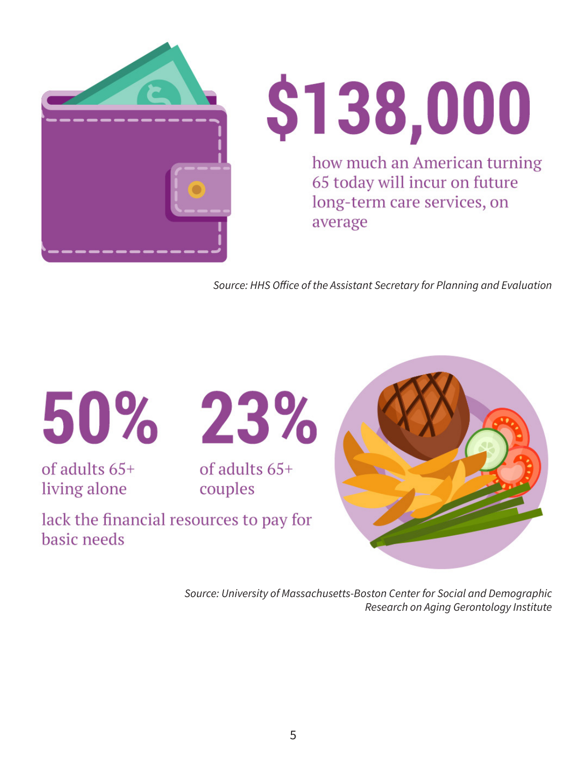# $138,000

how much an American turning 65 today will incur on future long-term care services, on average

*Source: HHS Office of the Assistant Secretary for Planning and Evaluation*

# 50%

of adults 65+ living alone

# 23%

of adults 65+ couples

lack the financial resources to pay for basic needs

*Source: University of Massachusetts-Boston Center for Social and Demographic Research on Aging Gerontology Institute*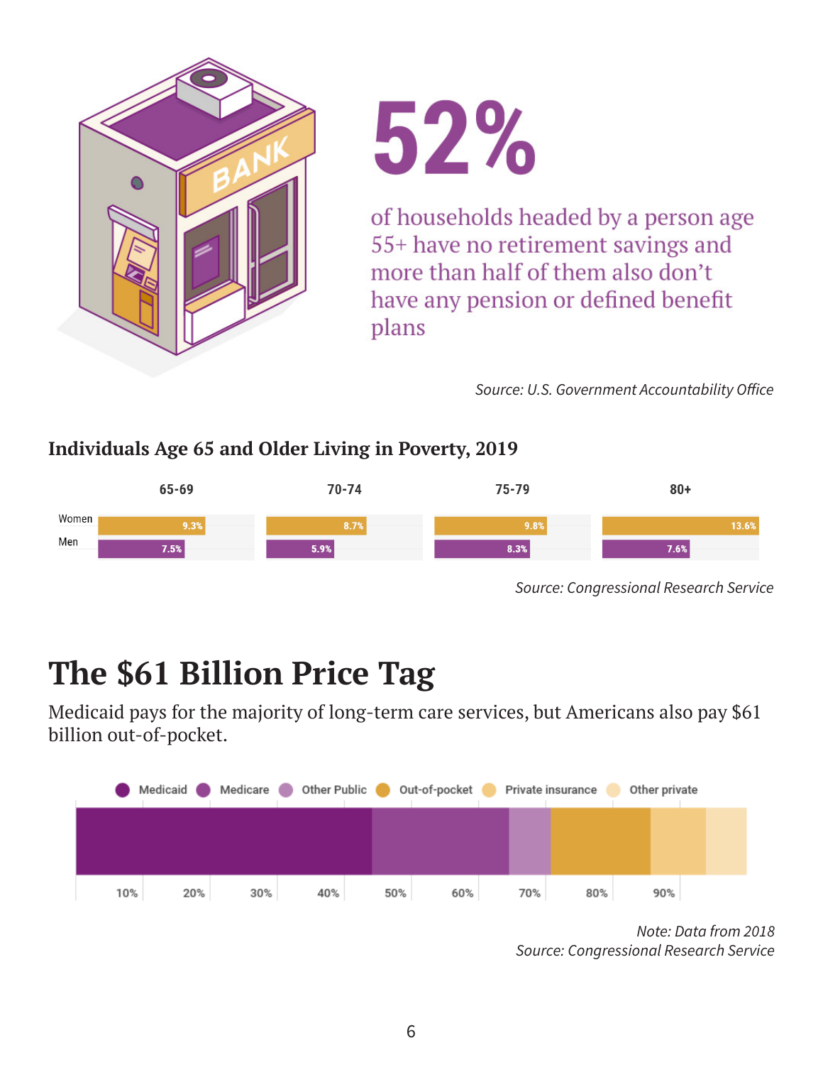# 52%

of households headed by a person age 55+ have no retirement savings and more than half of them also don't have any pension or defined benefit plans

*Source: U.S. Government Accountability Office*

### Individuals Age 65 and Older Living in Poverty, 2019

| | 65-69 | 70-74 | 75-79 | 80+ |
|---|---|---|---|---|
| Women | 9.3% | 8.7% | 9.8% | 13.6% |
| Men | 7.5% | 5.9% | 8.3% | 7.6% |

*Source: Congressional Research Service*

## The $61 Billion Price Tag

Medicaid pays for the majority of long-term care services, but Americans also pay $61 billion out-of-pocket.

Medicaid · Medicare · Other Public · Out-of-pocket · Private insurance · Other private

10% 20% 30% 40% 50% 60% 70% 80% 90%

*Note: Data from 2018*
*Source: Congressional Research Service*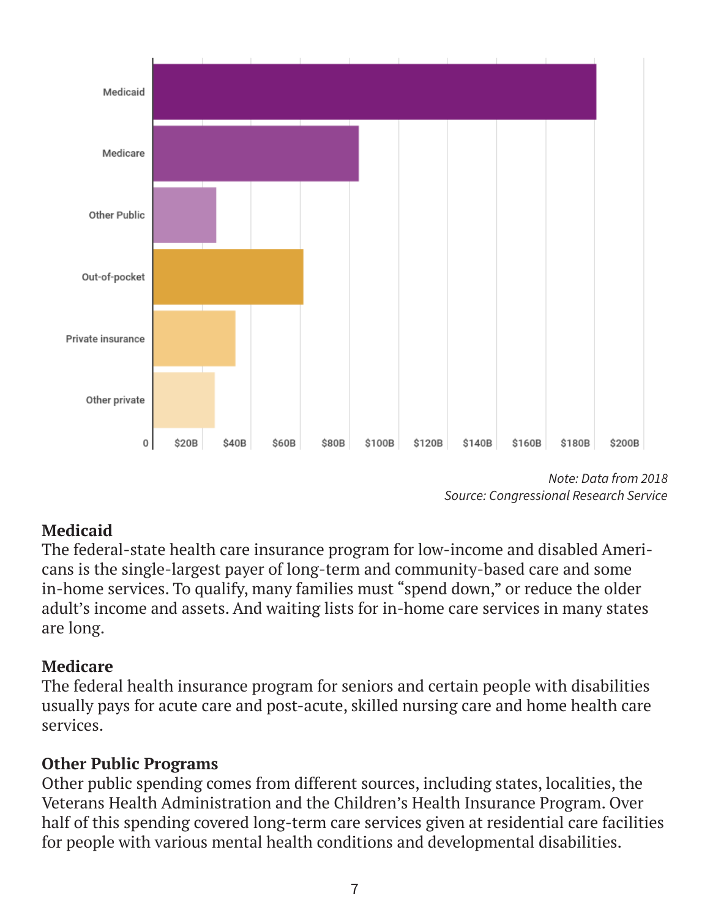Note: Data from 2018
Source: Congressional Research Service

**Medicaid**
The federal-state health care insurance program for low-income and disabled Americans is the single-largest payer of long-term and community-based care and some in-home services. To qualify, many families must "spend down," or reduce the older adult's income and assets. And waiting lists for in-home care services in many states are long.

**Medicare**
The federal health insurance program for seniors and certain people with disabilities usually pays for acute care and post-acute, skilled nursing care and home health care services.

**Other Public Programs**
Other public spending comes from different sources, including states, localities, the Veterans Health Administration and the Children's Health Insurance Program. Over half of this spending covered long-term care services given at residential care facilities for people with various mental health conditions and developmental disabilities.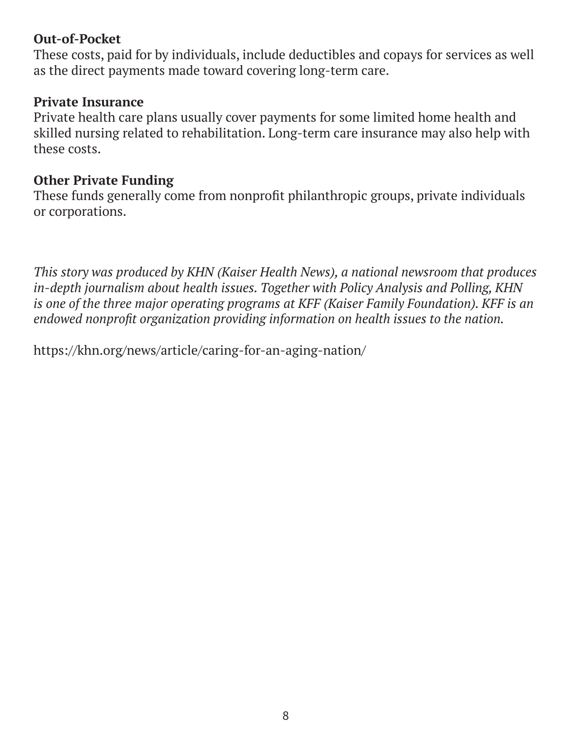**Out-of-Pocket**
These costs, paid for by individuals, include deductibles and copays for services as well as the direct payments made toward covering long-term care.

**Private Insurance**
Private health care plans usually cover payments for some limited home health and skilled nursing related to rehabilitation. Long-term care insurance may also help with these costs.

**Other Private Funding**
These funds generally come from nonprofit philanthropic groups, private individuals or corporations.

*This story was produced by KHN (Kaiser Health News), a national newsroom that produces in-depth journalism about health issues. Together with Policy Analysis and Polling, KHN is one of the three major operating programs at KFF (Kaiser Family Foundation). KFF is an endowed nonprofit organization providing information on health issues to the nation.*

https://khn.org/news/article/caring-for-an-aging-nation/